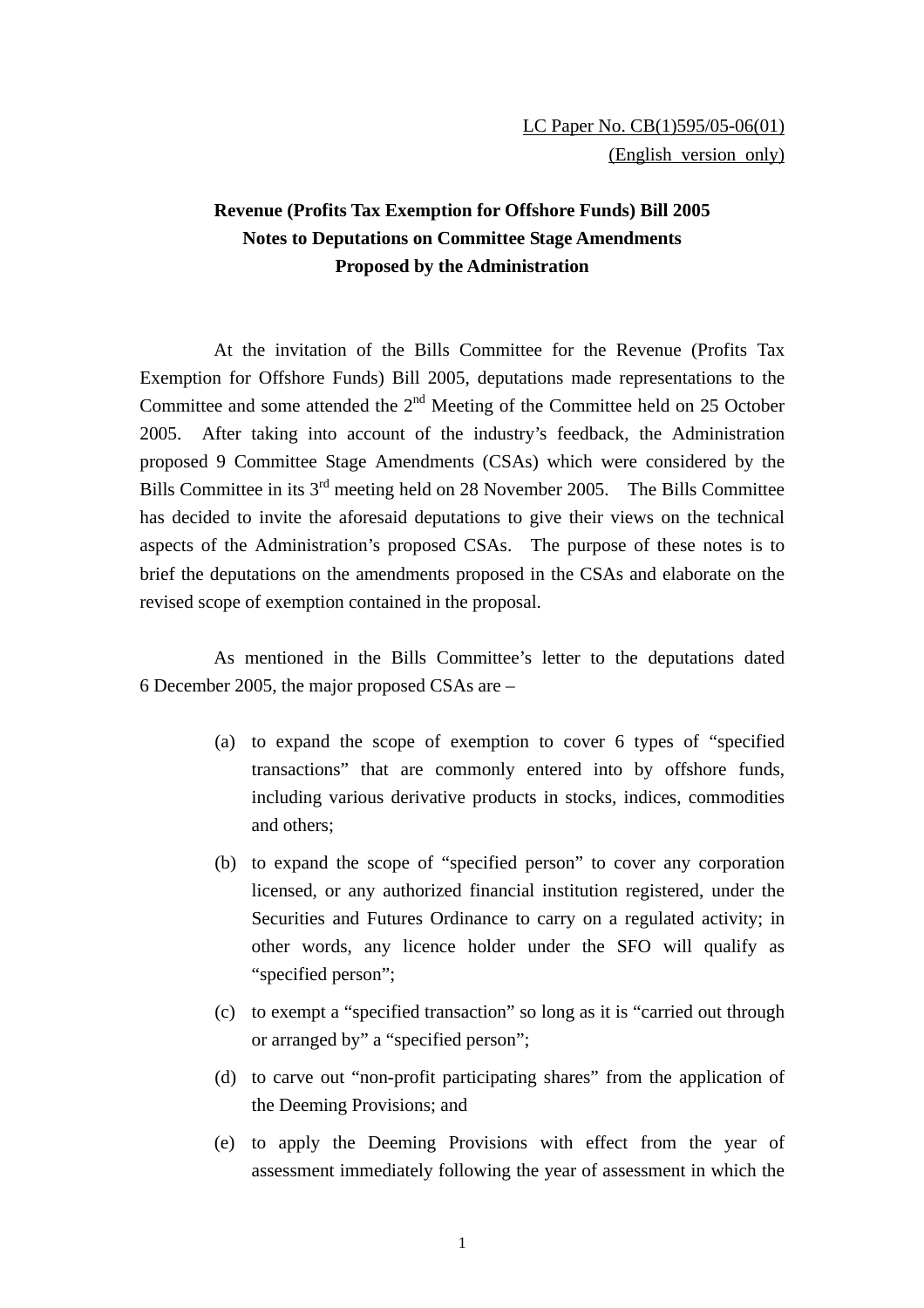LC Paper No. CB(1)595/05-06(01)
(English version only)

**Revenue (Profits Tax Exemption for Offshore Funds) Bill 2005**
**Notes to Deputations on Committee Stage Amendments**
**Proposed by the Administration**

At the invitation of the Bills Committee for the Revenue (Profits Tax Exemption for Offshore Funds) Bill 2005, deputations made representations to the Committee and some attended the 2nd Meeting of the Committee held on 25 October 2005. After taking into account of the industry's feedback, the Administration proposed 9 Committee Stage Amendments (CSAs) which were considered by the Bills Committee in its 3rd meeting held on 28 November 2005. The Bills Committee has decided to invite the aforesaid deputations to give their views on the technical aspects of the Administration's proposed CSAs. The purpose of these notes is to brief the deputations on the amendments proposed in the CSAs and elaborate on the revised scope of exemption contained in the proposal.

As mentioned in the Bills Committee's letter to the deputations dated 6 December 2005, the major proposed CSAs are –

(a) to expand the scope of exemption to cover 6 types of "specified transactions" that are commonly entered into by offshore funds, including various derivative products in stocks, indices, commodities and others;

(b) to expand the scope of "specified person" to cover any corporation licensed, or any authorized financial institution registered, under the Securities and Futures Ordinance to carry on a regulated activity; in other words, any licence holder under the SFO will qualify as "specified person";

(c) to exempt a "specified transaction" so long as it is "carried out through or arranged by" a "specified person";

(d) to carve out "non-profit participating shares" from the application of the Deeming Provisions; and

(e) to apply the Deeming Provisions with effect from the year of assessment immediately following the year of assessment in which the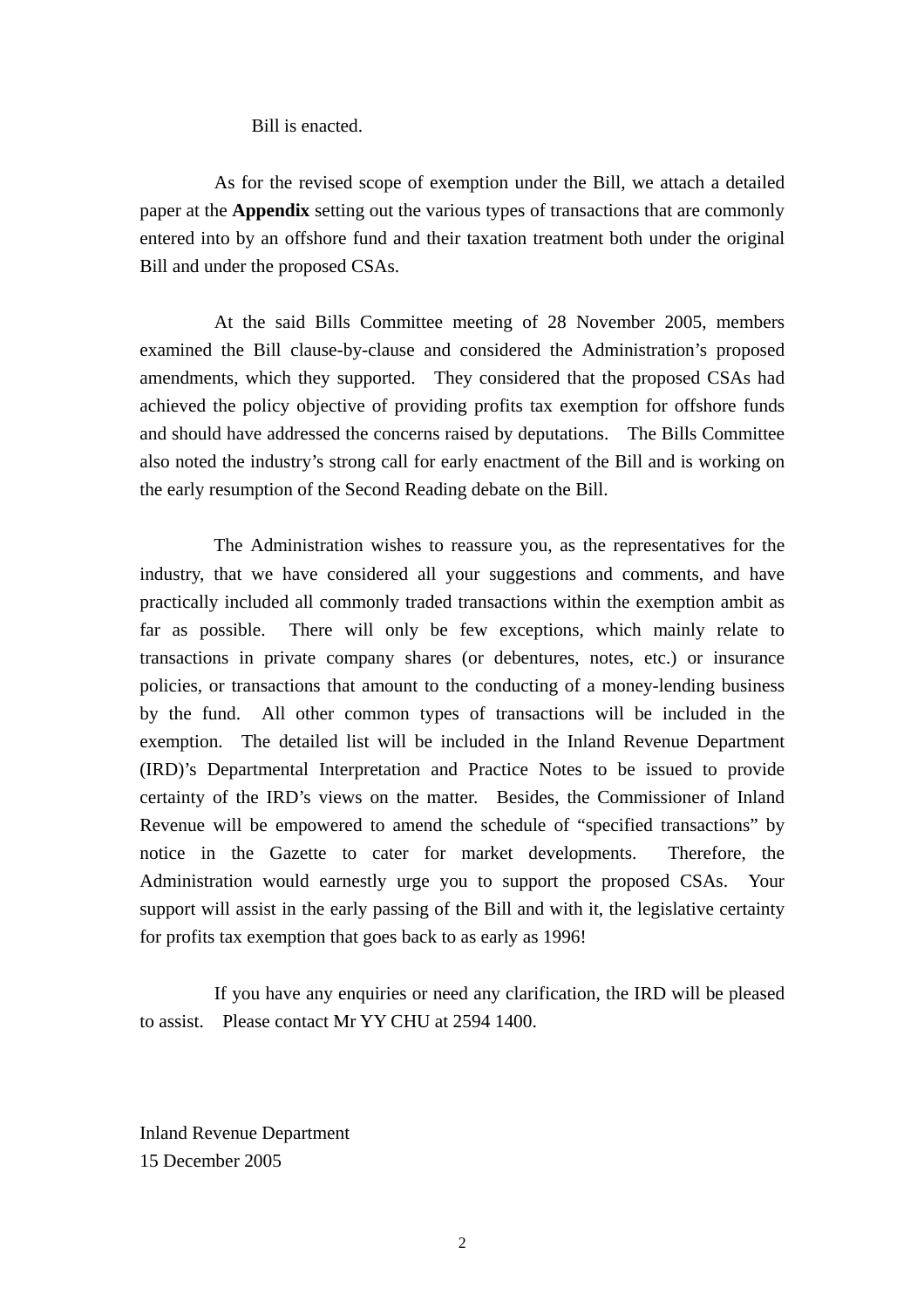Bill is enacted.

As for the revised scope of exemption under the Bill, we attach a detailed paper at the **Appendix** setting out the various types of transactions that are commonly entered into by an offshore fund and their taxation treatment both under the original Bill and under the proposed CSAs.

At the said Bills Committee meeting of 28 November 2005, members examined the Bill clause-by-clause and considered the Administration's proposed amendments, which they supported. They considered that the proposed CSAs had achieved the policy objective of providing profits tax exemption for offshore funds and should have addressed the concerns raised by deputations. The Bills Committee also noted the industry's strong call for early enactment of the Bill and is working on the early resumption of the Second Reading debate on the Bill.

The Administration wishes to reassure you, as the representatives for the industry, that we have considered all your suggestions and comments, and have practically included all commonly traded transactions within the exemption ambit as far as possible. There will only be few exceptions, which mainly relate to transactions in private company shares (or debentures, notes, etc.) or insurance policies, or transactions that amount to the conducting of a money-lending business by the fund. All other common types of transactions will be included in the exemption. The detailed list will be included in the Inland Revenue Department (IRD)'s Departmental Interpretation and Practice Notes to be issued to provide certainty of the IRD's views on the matter. Besides, the Commissioner of Inland Revenue will be empowered to amend the schedule of "specified transactions" by notice in the Gazette to cater for market developments. Therefore, the Administration would earnestly urge you to support the proposed CSAs. Your support will assist in the early passing of the Bill and with it, the legislative certainty for profits tax exemption that goes back to as early as 1996!

If you have any enquiries or need any clarification, the IRD will be pleased to assist. Please contact Mr YY CHU at 2594 1400.

Inland Revenue Department
15 December 2005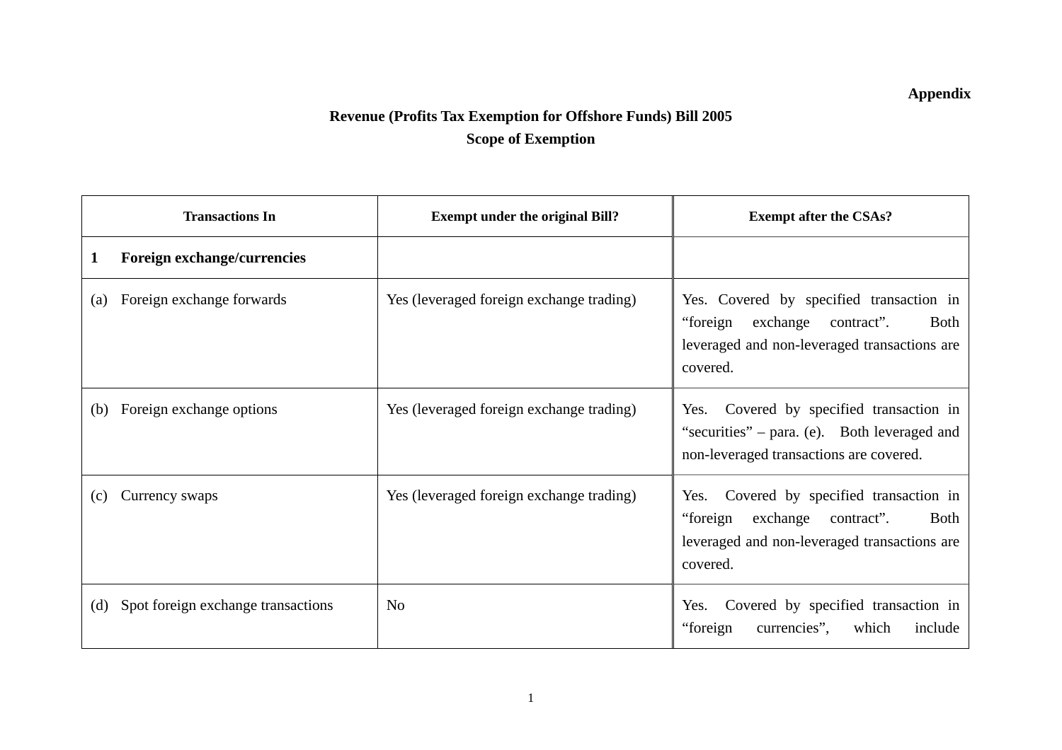**Appendix**

**Revenue (Profits Tax Exemption for Offshore Funds) Bill 2005**
**Scope of Exemption**

| Transactions In | Exempt under the original Bill? | Exempt after the CSAs? |
|---|---|---|
| **1 Foreign exchange/currencies** | | |
| (a) Foreign exchange forwards | Yes (leveraged foreign exchange trading) | Yes. Covered by specified transaction in "foreign exchange contract". Both leveraged and non-leveraged transactions are covered. |
| (b) Foreign exchange options | Yes (leveraged foreign exchange trading) | Yes. Covered by specified transaction in "securities" – para. (e). Both leveraged and non-leveraged transactions are covered. |
| (c) Currency swaps | Yes (leveraged foreign exchange trading) | Yes. Covered by specified transaction in "foreign exchange contract". Both leveraged and non-leveraged transactions are covered. |
| (d) Spot foreign exchange transactions | No | Yes. Covered by specified transaction in "foreign currencies", which include |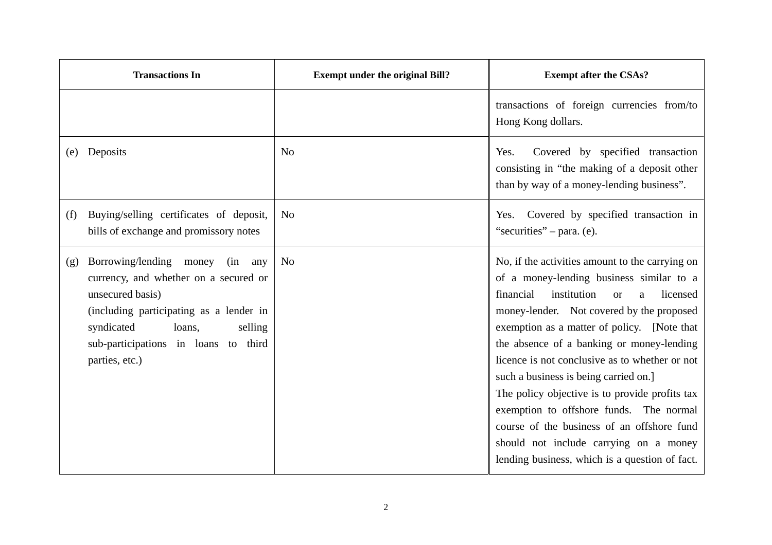| Transactions In | Exempt under the original Bill? | Exempt after the CSAs? |
|---|---|---|
| | | transactions of foreign currencies from/to Hong Kong dollars. |
| (e) Deposits | No | Yes. Covered by specified transaction consisting in "the making of a deposit other than by way of a money-lending business". |
| (f) Buying/selling certificates of deposit, bills of exchange and promissory notes | No | Yes. Covered by specified transaction in "securities" – para. (e). |
| (g) Borrowing/lending money (in any currency, and whether on a secured or unsecured basis)<br>(including participating as a lender in syndicated loans, selling sub-participations in loans to third parties, etc.) | No | No, if the activities amount to the carrying on of a money-lending business similar to a financial institution or a licensed money-lender. Not covered by the proposed exemption as a matter of policy. [Note that the absence of a banking or money-lending licence is not conclusive as to whether or not such a business is being carried on.]<br>The policy objective is to provide profits tax exemption to offshore funds. The normal course of the business of an offshore fund should not include carrying on a money lending business, which is a question of fact. |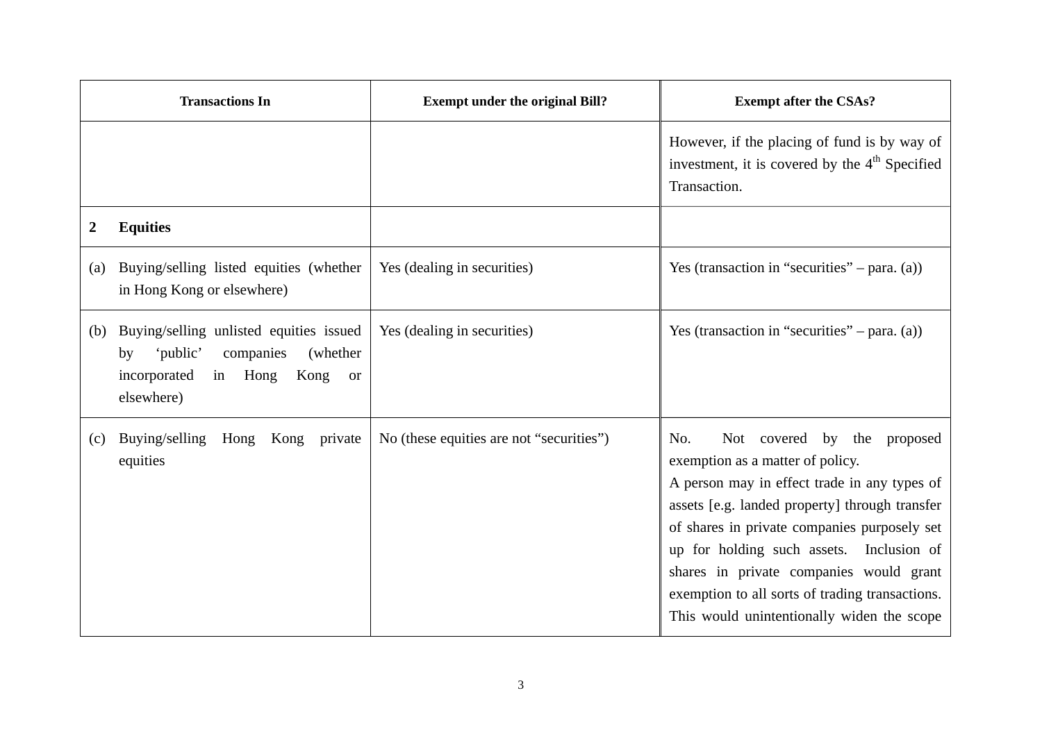| Transactions In | Exempt under the original Bill? | Exempt after the CSAs? |
|---|---|---|
| | | However, if the placing of fund is by way of investment, it is covered by the 4th Specified Transaction. |
| **2 Equities** | | |
| (a) Buying/selling listed equities (whether in Hong Kong or elsewhere) | Yes (dealing in securities) | Yes (transaction in "securities" – para. (a)) |
| (b) Buying/selling unlisted equities issued by 'public' companies (whether incorporated in Hong Kong or elsewhere) | Yes (dealing in securities) | Yes (transaction in "securities" – para. (a)) |
| (c) Buying/selling Hong Kong private equities | No (these equities are not "securities") | No. Not covered by the proposed exemption as a matter of policy. A person may in effect trade in any types of assets [e.g. landed property] through transfer of shares in private companies purposely set up for holding such assets. Inclusion of shares in private companies would grant exemption to all sorts of trading transactions. This would unintentionally widen the scope |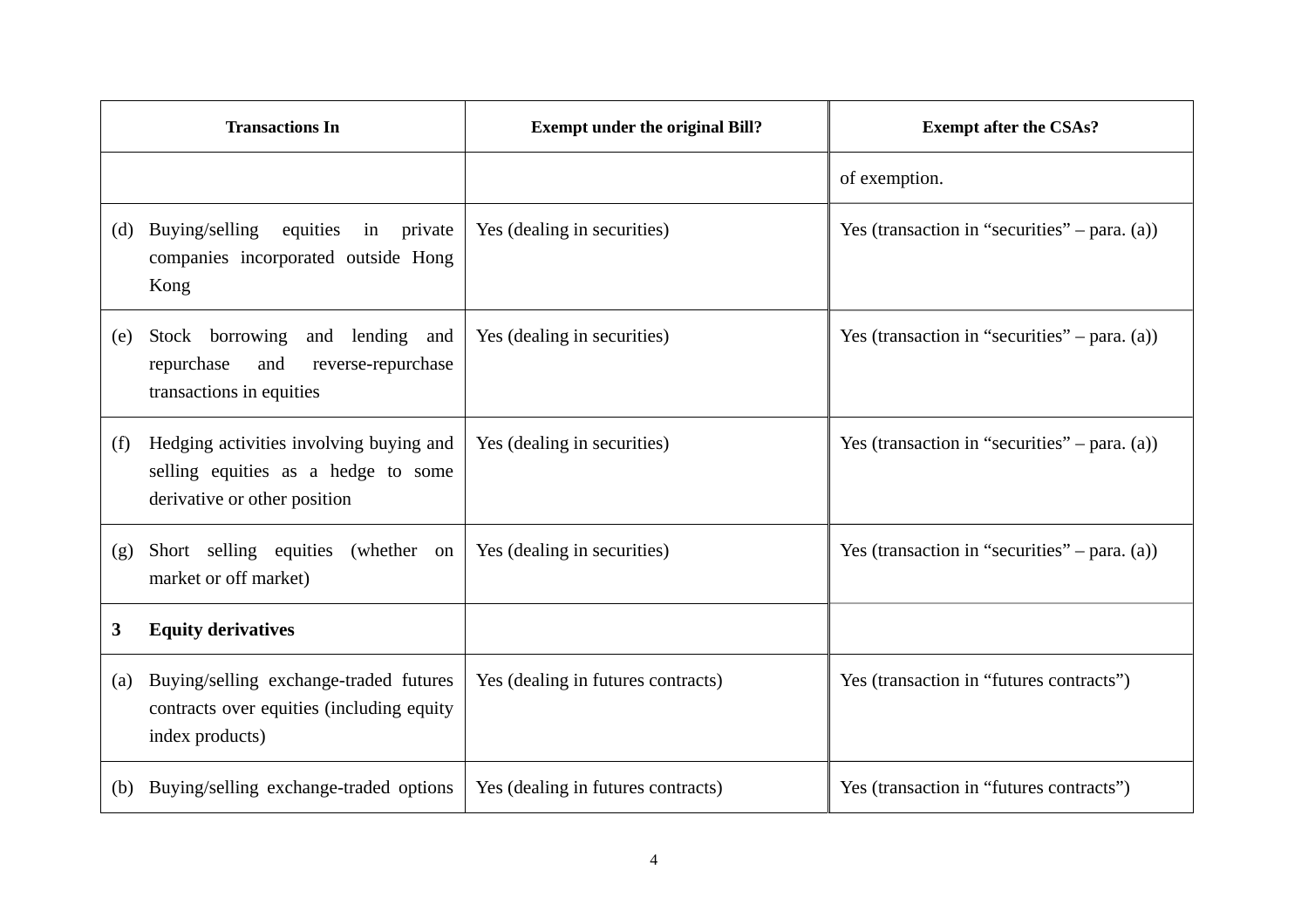| Transactions In | Exempt under the original Bill? | Exempt after the CSAs? |
|---|---|---|
| | | of exemption. |
| (d) Buying/selling equities in private companies incorporated outside Hong Kong | Yes (dealing in securities) | Yes (transaction in "securities" – para. (a)) |
| (e) Stock borrowing and lending and repurchase and reverse-repurchase transactions in equities | Yes (dealing in securities) | Yes (transaction in "securities" – para. (a)) |
| (f) Hedging activities involving buying and selling equities as a hedge to some derivative or other position | Yes (dealing in securities) | Yes (transaction in "securities" – para. (a)) |
| (g) Short selling equities (whether on market or off market) | Yes (dealing in securities) | Yes (transaction in "securities" – para. (a)) |
| **3 Equity derivatives** | | |
| (a) Buying/selling exchange-traded futures contracts over equities (including equity index products) | Yes (dealing in futures contracts) | Yes (transaction in "futures contracts") |
| (b) Buying/selling exchange-traded options | Yes (dealing in futures contracts) | Yes (transaction in "futures contracts") |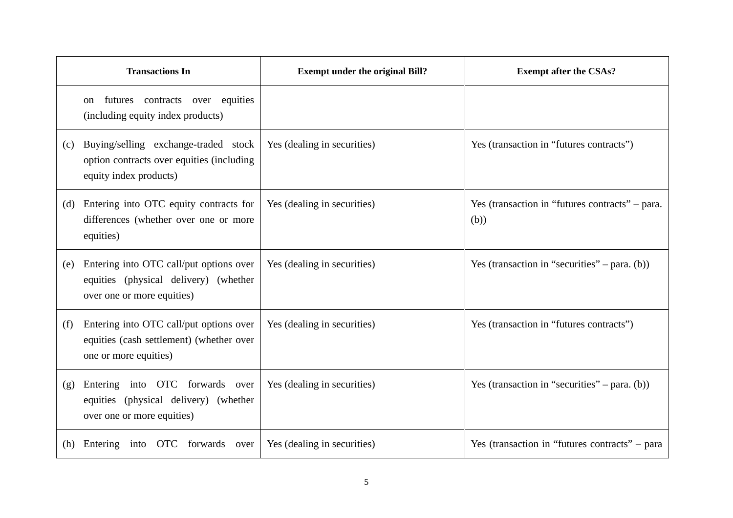| Transactions In | Exempt under the original Bill? | Exempt after the CSAs? |
|---|---|---|
| on futures contracts over equities (including equity index products) | | |
| (c) Buying/selling exchange-traded stock option contracts over equities (including equity index products) | Yes (dealing in securities) | Yes (transaction in "futures contracts") |
| (d) Entering into OTC equity contracts for differences (whether over one or more equities) | Yes (dealing in securities) | Yes (transaction in "futures contracts" – para. (b)) |
| (e) Entering into OTC call/put options over equities (physical delivery) (whether over one or more equities) | Yes (dealing in securities) | Yes (transaction in "securities" – para. (b)) |
| (f) Entering into OTC call/put options over equities (cash settlement) (whether over one or more equities) | Yes (dealing in securities) | Yes (transaction in "futures contracts") |
| (g) Entering into OTC forwards over equities (physical delivery) (whether over one or more equities) | Yes (dealing in securities) | Yes (transaction in "securities" – para. (b)) |
| (h) Entering into OTC forwards over | Yes (dealing in securities) | Yes (transaction in "futures contracts" – para |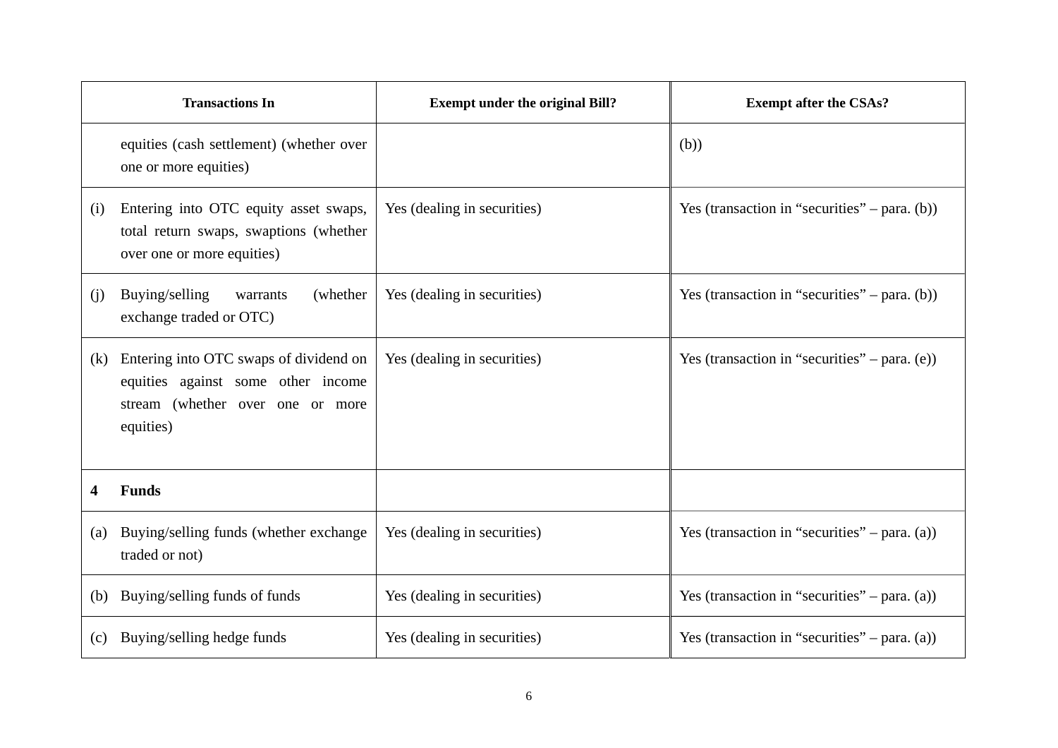| Transactions In | Exempt under the original Bill? | Exempt after the CSAs? |
|---|---|---|
| equities (cash settlement) (whether over one or more equities) | | (b)) |
| (i) Entering into OTC equity asset swaps, total return swaps, swaptions (whether over one or more equities) | Yes (dealing in securities) | Yes (transaction in "securities" – para. (b)) |
| (j) Buying/selling warrants (whether exchange traded or OTC) | Yes (dealing in securities) | Yes (transaction in "securities" – para. (b)) |
| (k) Entering into OTC swaps of dividend on equities against some other income stream (whether over one or more equities) | Yes (dealing in securities) | Yes (transaction in "securities" – para. (e)) |
| **4 Funds** | | |
| (a) Buying/selling funds (whether exchange traded or not) | Yes (dealing in securities) | Yes (transaction in "securities" – para. (a)) |
| (b) Buying/selling funds of funds | Yes (dealing in securities) | Yes (transaction in "securities" – para. (a)) |
| (c) Buying/selling hedge funds | Yes (dealing in securities) | Yes (transaction in "securities" – para. (a)) |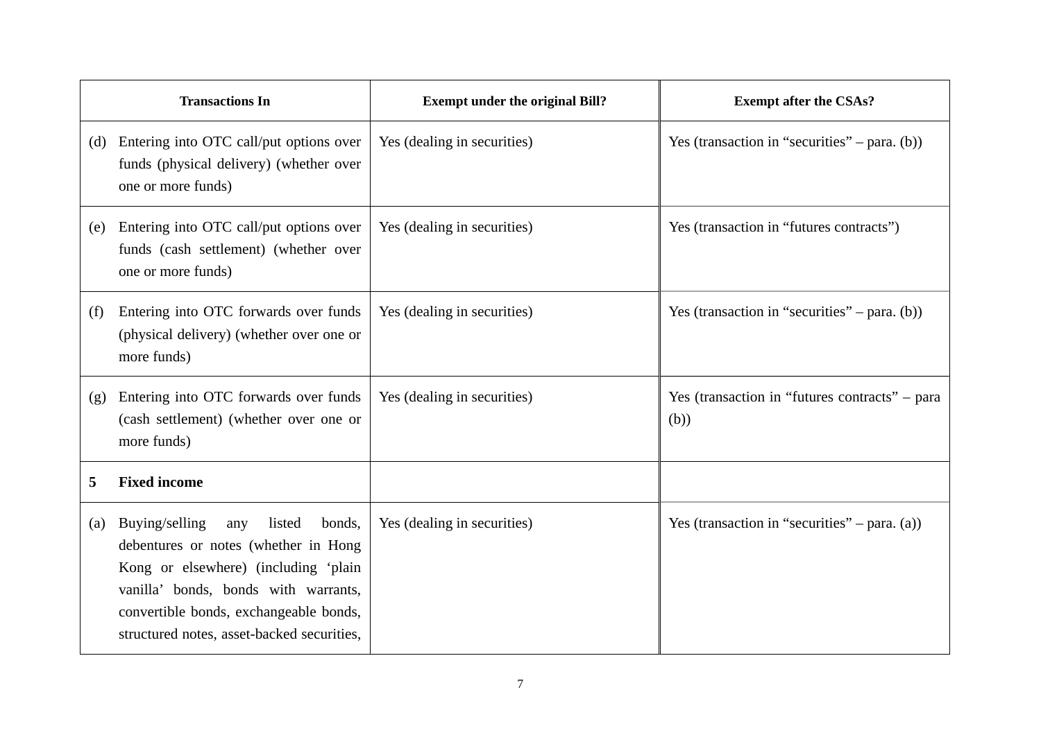| Transactions In | Exempt under the original Bill? | Exempt after the CSAs? |
| --- | --- | --- |
| (d) Entering into OTC call/put options over funds (physical delivery) (whether over one or more funds) | Yes (dealing in securities) | Yes (transaction in "securities" – para. (b)) |
| (e) Entering into OTC call/put options over funds (cash settlement) (whether over one or more funds) | Yes (dealing in securities) | Yes (transaction in "futures contracts") |
| (f) Entering into OTC forwards over funds (physical delivery) (whether over one or more funds) | Yes (dealing in securities) | Yes (transaction in "securities" – para. (b)) |
| (g) Entering into OTC forwards over funds (cash settlement) (whether over one or more funds) | Yes (dealing in securities) | Yes (transaction in "futures contracts" – para (b)) |
| **5 Fixed income** | | |
| (a) Buying/selling any listed bonds, debentures or notes (whether in Hong Kong or elsewhere) (including 'plain vanilla' bonds, bonds with warrants, convertible bonds, exchangeable bonds, structured notes, asset-backed securities, | Yes (dealing in securities) | Yes (transaction in "securities" – para. (a)) |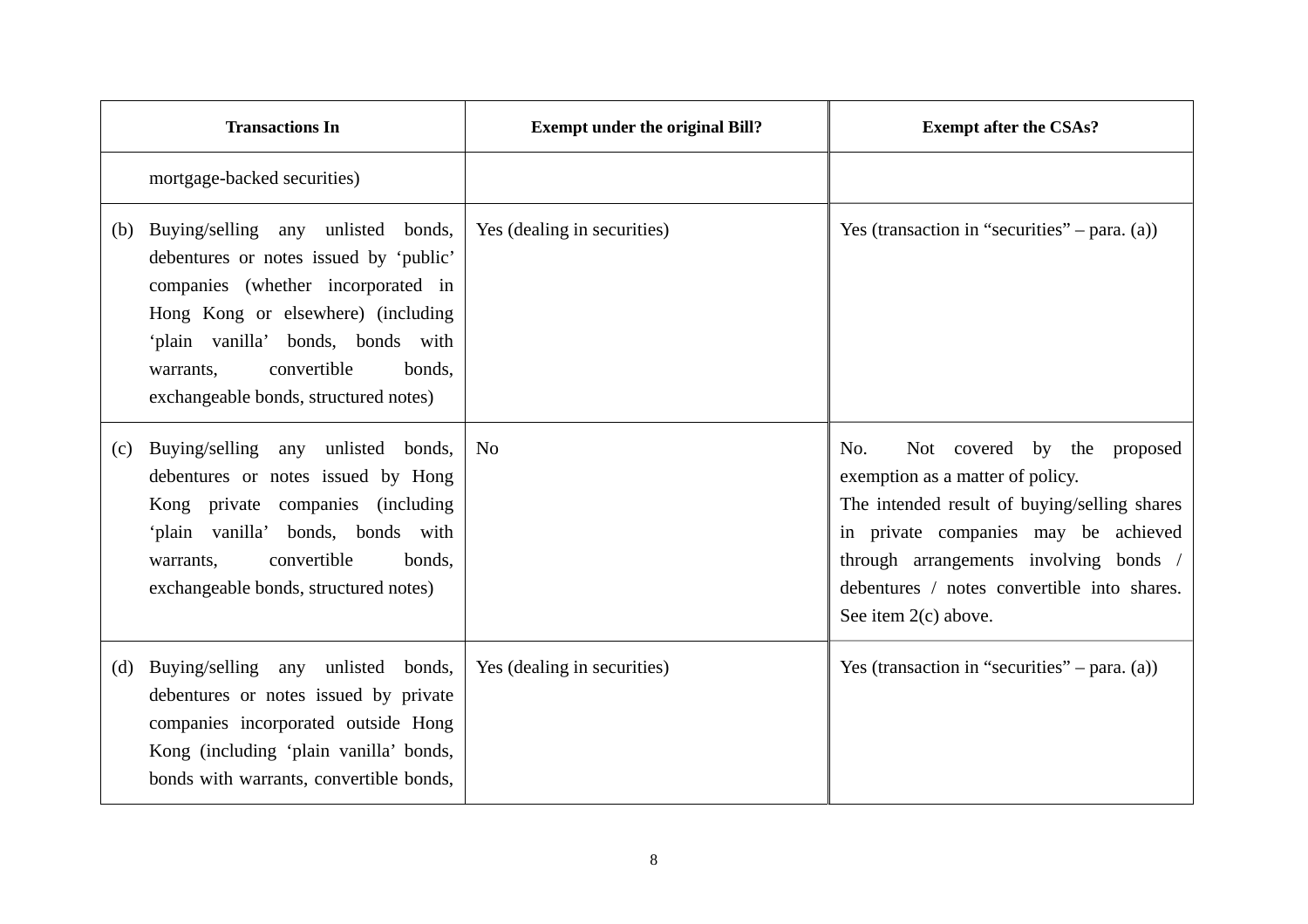| Transactions In | Exempt under the original Bill? | Exempt after the CSAs? |
|---|---|---|
| mortgage-backed securities) | | |
| (b) Buying/selling any unlisted bonds, debentures or notes issued by 'public' companies (whether incorporated in Hong Kong or elsewhere) (including 'plain vanilla' bonds, bonds with warrants, convertible bonds, exchangeable bonds, structured notes) | Yes (dealing in securities) | Yes (transaction in "securities" – para. (a)) |
| (c) Buying/selling any unlisted bonds, debentures or notes issued by Hong Kong private companies (including 'plain vanilla' bonds, bonds with warrants, convertible bonds, exchangeable bonds, structured notes) | No | No. Not covered by the proposed exemption as a matter of policy.<br>The intended result of buying/selling shares in private companies may be achieved through arrangements involving bonds / debentures / notes convertible into shares. See item 2(c) above. |
| (d) Buying/selling any unlisted bonds, debentures or notes issued by private companies incorporated outside Hong Kong (including 'plain vanilla' bonds, bonds with warrants, convertible bonds, | Yes (dealing in securities) | Yes (transaction in "securities" – para. (a)) |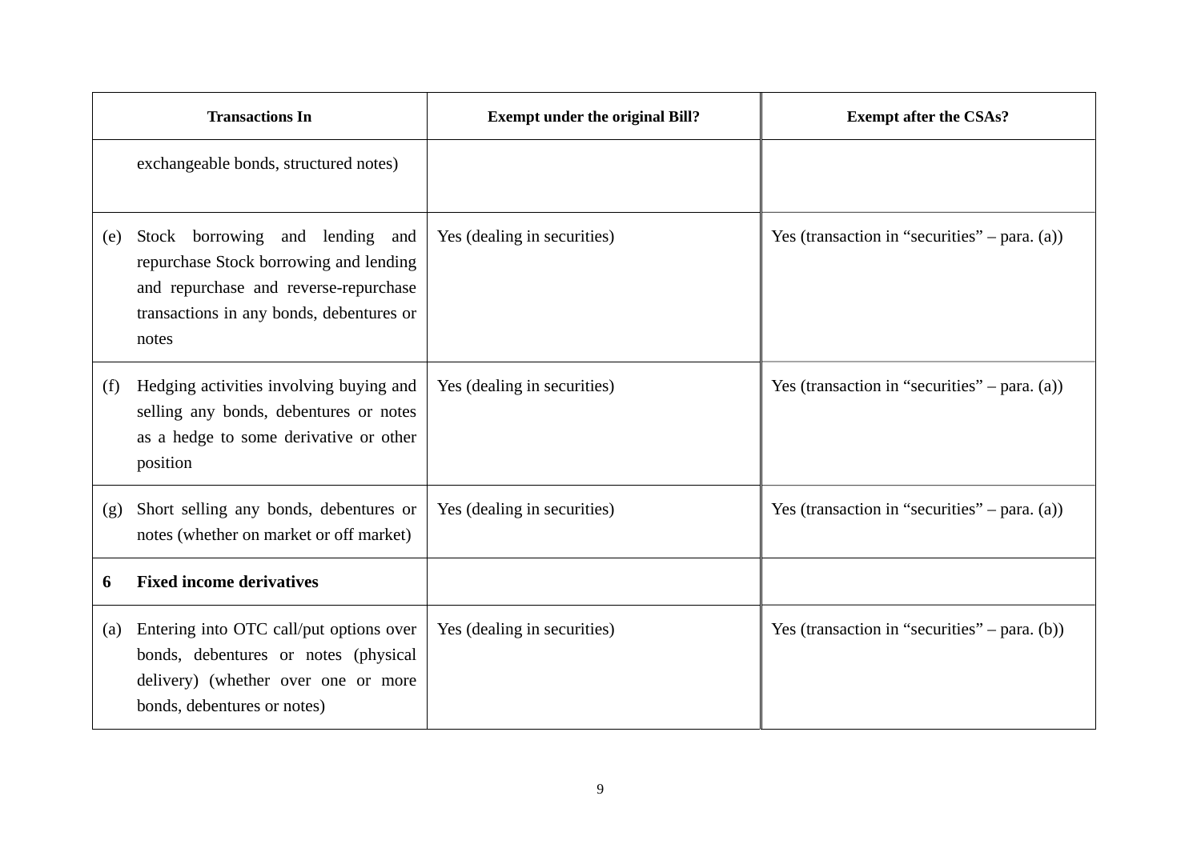| Transactions In | Exempt under the original Bill? | Exempt after the CSAs? |
|---|---|---|
| exchangeable bonds, structured notes) | | |
| (e) Stock borrowing and lending and repurchase Stock borrowing and lending and repurchase and reverse-repurchase transactions in any bonds, debentures or notes | Yes (dealing in securities) | Yes (transaction in "securities" – para. (a)) |
| (f) Hedging activities involving buying and selling any bonds, debentures or notes as a hedge to some derivative or other position | Yes (dealing in securities) | Yes (transaction in "securities" – para. (a)) |
| (g) Short selling any bonds, debentures or notes (whether on market or off market) | Yes (dealing in securities) | Yes (transaction in "securities" – para. (a)) |
| **6 Fixed income derivatives** | | |
| (a) Entering into OTC call/put options over bonds, debentures or notes (physical delivery) (whether over one or more bonds, debentures or notes) | Yes (dealing in securities) | Yes (transaction in "securities" – para. (b)) |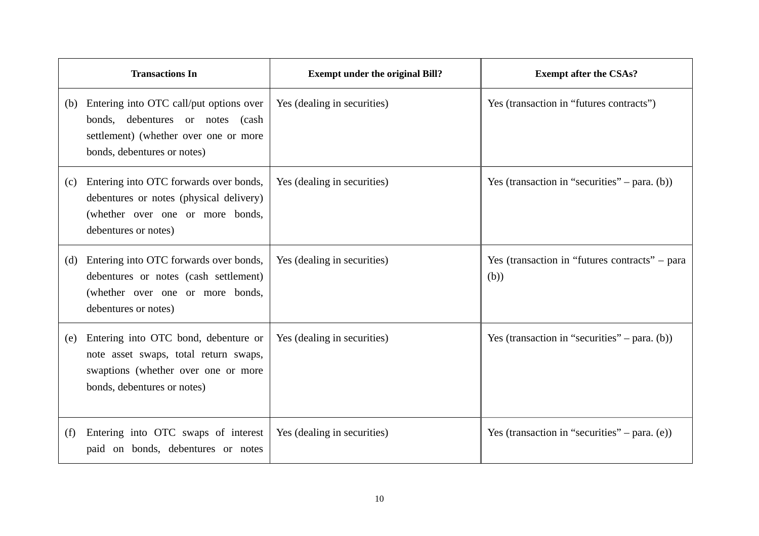| Transactions In | Exempt under the original Bill? | Exempt after the CSAs? |
|---|---|---|
| (b) Entering into OTC call/put options over bonds, debentures or notes (cash settlement) (whether over one or more bonds, debentures or notes) | Yes (dealing in securities) | Yes (transaction in "futures contracts") |
| (c) Entering into OTC forwards over bonds, debentures or notes (physical delivery) (whether over one or more bonds, debentures or notes) | Yes (dealing in securities) | Yes (transaction in "securities" – para. (b)) |
| (d) Entering into OTC forwards over bonds, debentures or notes (cash settlement) (whether over one or more bonds, debentures or notes) | Yes (dealing in securities) | Yes (transaction in "futures contracts" – para (b)) |
| (e) Entering into OTC bond, debenture or note asset swaps, total return swaps, swaptions (whether over one or more bonds, debentures or notes) | Yes (dealing in securities) | Yes (transaction in "securities" – para. (b)) |
| (f) Entering into OTC swaps of interest paid on bonds, debentures or notes | Yes (dealing in securities) | Yes (transaction in "securities" – para. (e)) |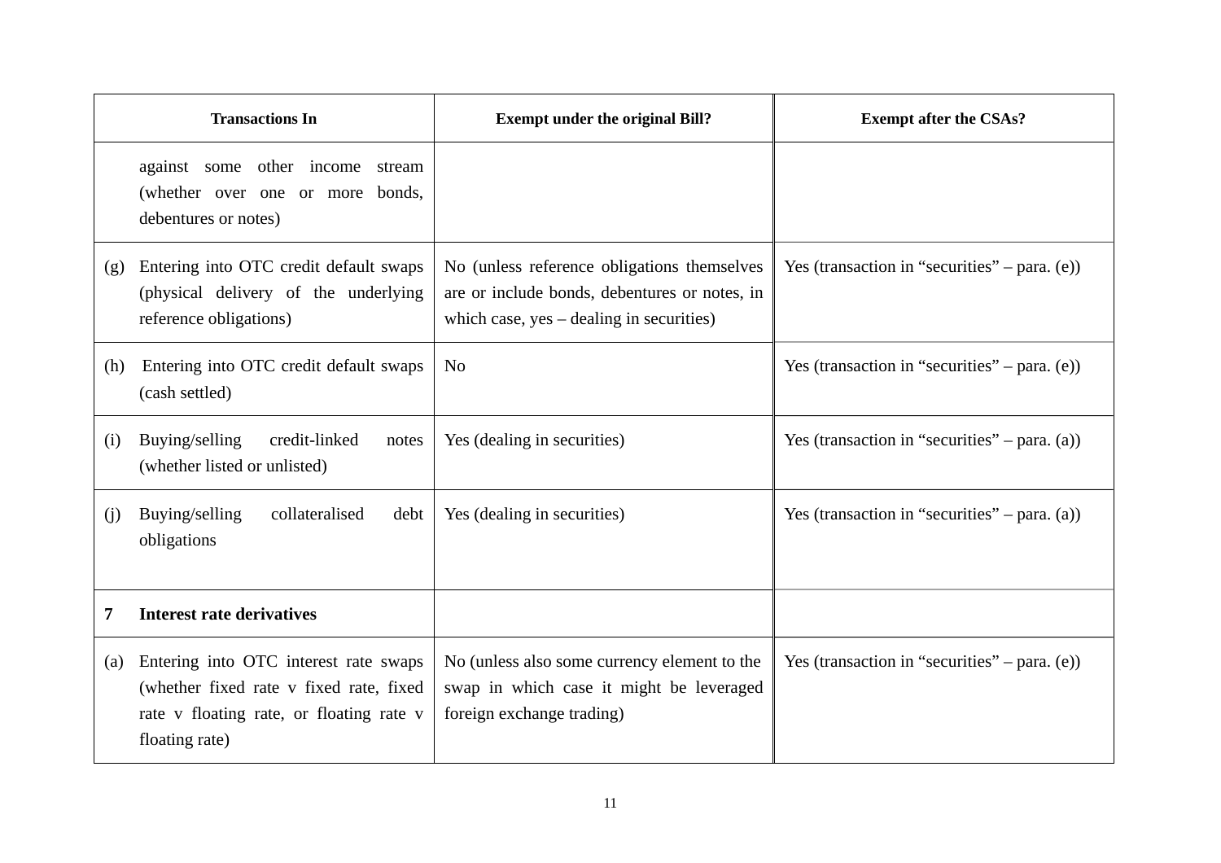| Transactions In | Exempt under the original Bill? | Exempt after the CSAs? |
|---|---|---|
| against some other income stream (whether over one or more bonds, debentures or notes) | | |
| (g) Entering into OTC credit default swaps (physical delivery of the underlying reference obligations) | No (unless reference obligations themselves are or include bonds, debentures or notes, in which case, yes – dealing in securities) | Yes (transaction in "securities" – para. (e)) |
| (h) Entering into OTC credit default swaps (cash settled) | No | Yes (transaction in "securities" – para. (e)) |
| (i) Buying/selling credit-linked notes (whether listed or unlisted) | Yes (dealing in securities) | Yes (transaction in "securities" – para. (a)) |
| (j) Buying/selling collateralised debt obligations | Yes (dealing in securities) | Yes (transaction in "securities" – para. (a)) |
| **7 Interest rate derivatives** | | |
| (a) Entering into OTC interest rate swaps (whether fixed rate v fixed rate, fixed rate v floating rate, or floating rate v floating rate) | No (unless also some currency element to the swap in which case it might be leveraged foreign exchange trading) | Yes (transaction in "securities" – para. (e)) |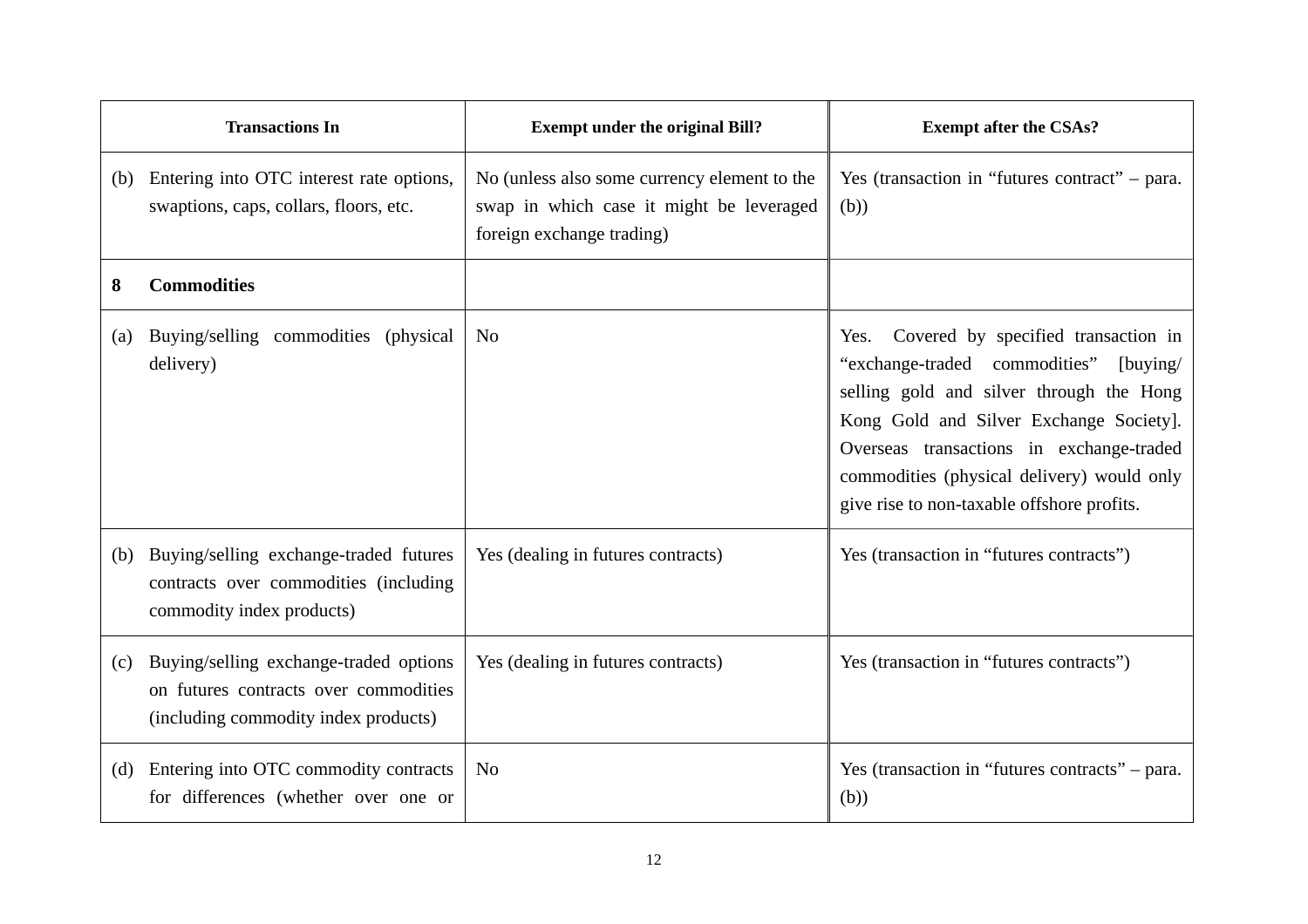| Transactions In | Exempt under the original Bill? | Exempt after the CSAs? |
|---|---|---|
| (b) Entering into OTC interest rate options, swaptions, caps, collars, floors, etc. | No (unless also some currency element to the swap in which case it might be leveraged foreign exchange trading) | Yes (transaction in "futures contract" – para. (b)) |
| **8 Commodities** | | |
| (a) Buying/selling commodities (physical delivery) | No | Yes. Covered by specified transaction in "exchange-traded commodities" [buying/ selling gold and silver through the Hong Kong Gold and Silver Exchange Society]. Overseas transactions in exchange-traded commodities (physical delivery) would only give rise to non-taxable offshore profits. |
| (b) Buying/selling exchange-traded futures contracts over commodities (including commodity index products) | Yes (dealing in futures contracts) | Yes (transaction in "futures contracts") |
| (c) Buying/selling exchange-traded options on futures contracts over commodities (including commodity index products) | Yes (dealing in futures contracts) | Yes (transaction in "futures contracts") |
| (d) Entering into OTC commodity contracts for differences (whether over one or | No | Yes (transaction in "futures contracts" – para. (b)) |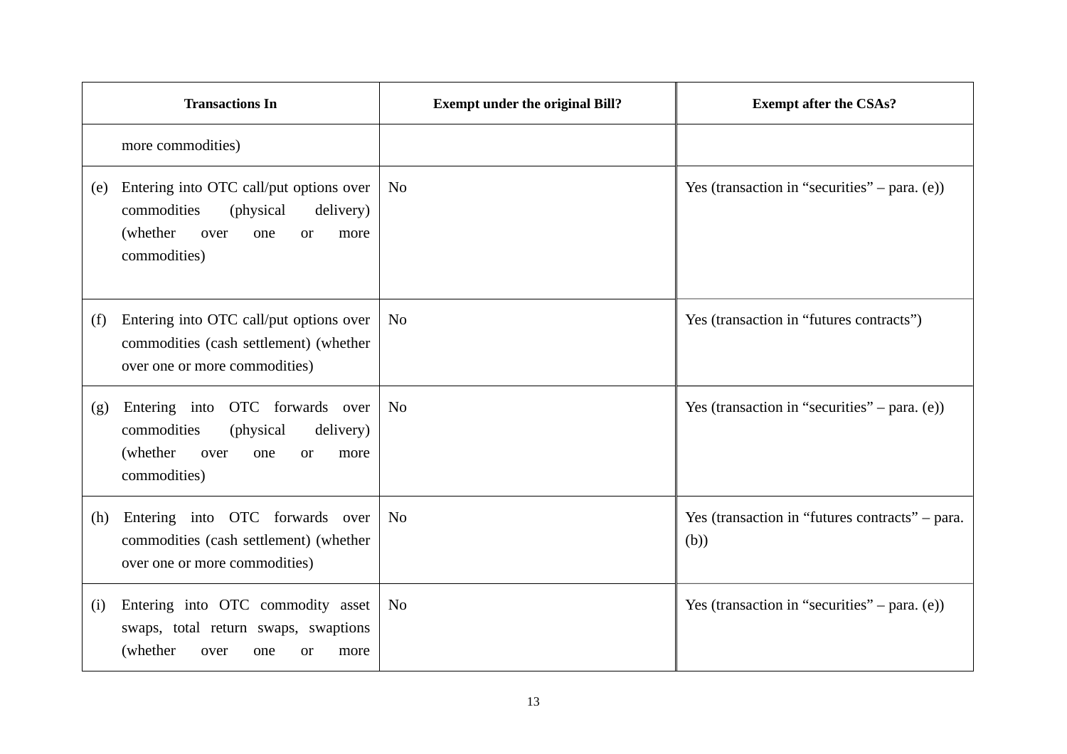| Transactions In | Exempt under the original Bill? | Exempt after the CSAs? |
|---|---|---|
| more commodities) | | |
| (e) Entering into OTC call/put options over commodities (physical delivery) (whether over one or more commodities) | No | Yes (transaction in "securities" – para. (e)) |
| (f) Entering into OTC call/put options over commodities (cash settlement) (whether over one or more commodities) | No | Yes (transaction in "futures contracts") |
| (g) Entering into OTC forwards over commodities (physical delivery) (whether over one or more commodities) | No | Yes (transaction in "securities" – para. (e)) |
| (h) Entering into OTC forwards over commodities (cash settlement) (whether over one or more commodities) | No | Yes (transaction in "futures contracts" – para. (b)) |
| (i) Entering into OTC commodity asset swaps, total return swaps, swaptions (whether over one or more | No | Yes (transaction in "securities" – para. (e)) |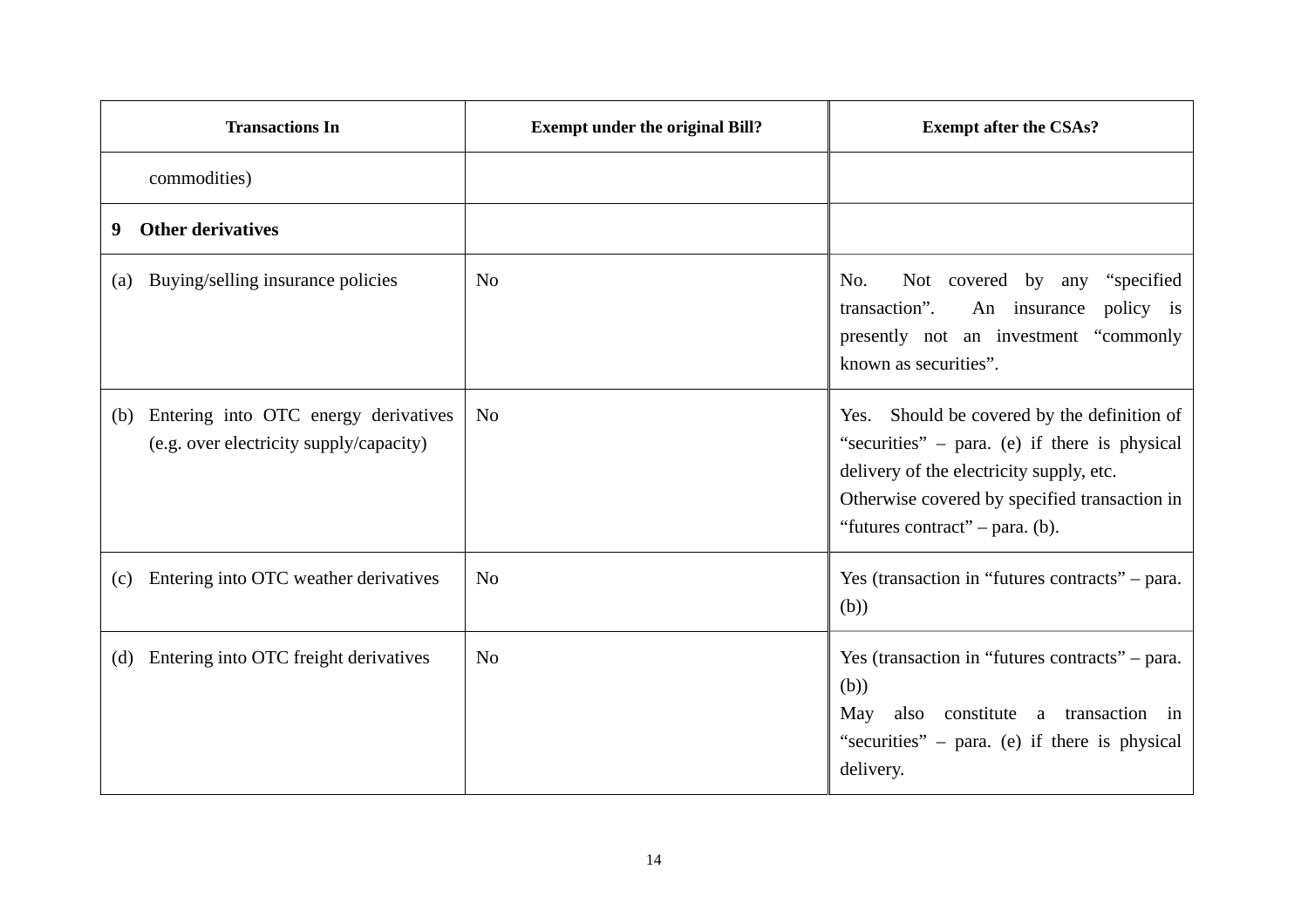| Transactions In | Exempt under the original Bill? | Exempt after the CSAs? |
|---|---|---|
| commodities) | | |
| **9 Other derivatives** | | |
| (a) Buying/selling insurance policies | No | No. Not covered by any "specified transaction". An insurance policy is presently not an investment "commonly known as securities". |
| (b) Entering into OTC energy derivatives (e.g. over electricity supply/capacity) | No | Yes. Should be covered by the definition of "securities" – para. (e) if there is physical delivery of the electricity supply, etc. Otherwise covered by specified transaction in "futures contract" – para. (b). |
| (c) Entering into OTC weather derivatives | No | Yes (transaction in "futures contracts" – para. (b)) |
| (d) Entering into OTC freight derivatives | No | Yes (transaction in "futures contracts" – para. (b)) May also constitute a transaction in "securities" – para. (e) if there is physical delivery. |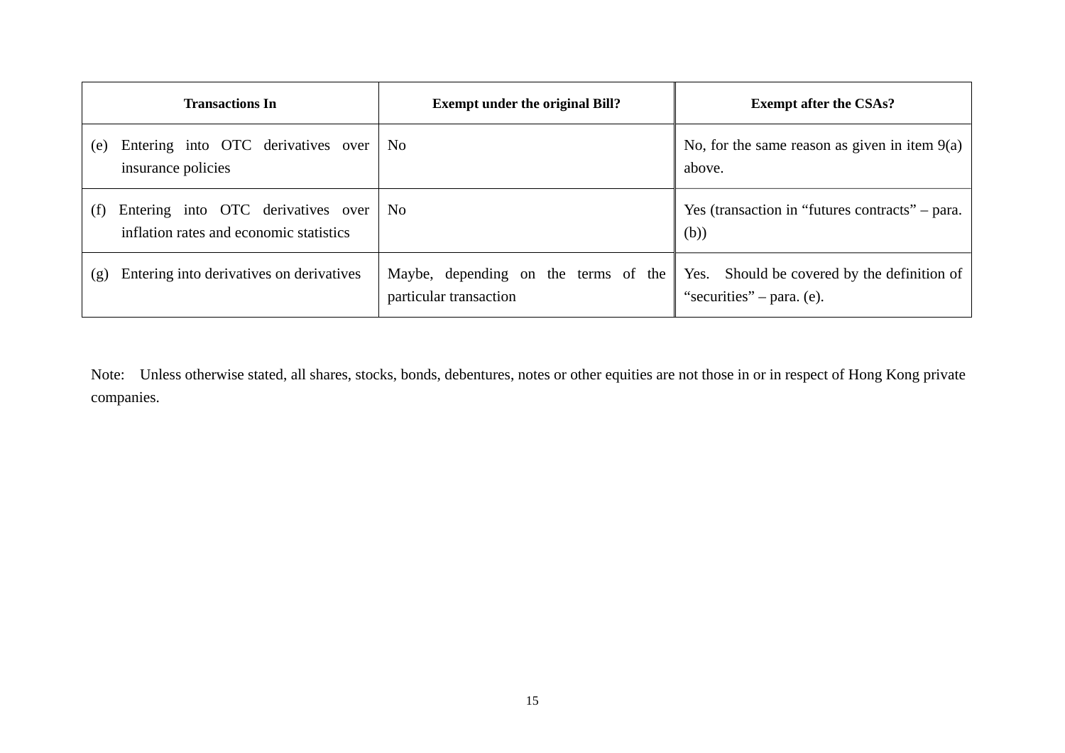| Transactions In | Exempt under the original Bill? | Exempt after the CSAs? |
|---|---|---|
| (e) Entering into OTC derivatives over insurance policies | No | No, for the same reason as given in item 9(a) above. |
| (f) Entering into OTC derivatives over inflation rates and economic statistics | No | Yes (transaction in “futures contracts” – para. (b)) |
| (g) Entering into derivatives on derivatives | Maybe, depending on the terms of the particular transaction | Yes. Should be covered by the definition of “securities” – para. (e). |

Note: Unless otherwise stated, all shares, stocks, bonds, debentures, notes or other equities are not those in or in respect of Hong Kong private companies.